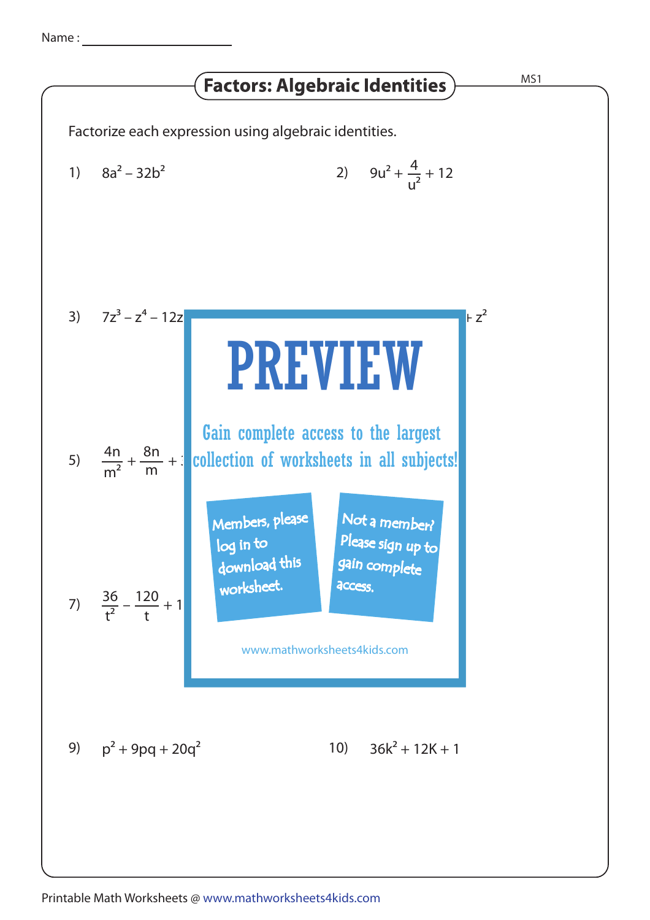Name : ____________________

# Factors: Algebraic Identities

Factorize each expression using algebraic identities.

1) $8a^2 - 32b^2$

2) $9u^2 + \frac{4}{u^2} + 12$

3) $7z^3 - z^4 - 12z$ ... $+ z^2$

# PREVIEW

Gain complete access to the largest collection of worksheets in all subjects!

Members, please log in to download this worksheet.

Not a member? Please sign up to gain complete access.

www.mathworksheets4kids.com

5) $\frac{4n}{m^2} + \frac{8n}{m} + $ ...

7) $\frac{36}{t^2} - \frac{120}{t} + 1$ ...

9) $p^2 + 9pq + 20q^2$

10) $36k^2 + 12K + 1$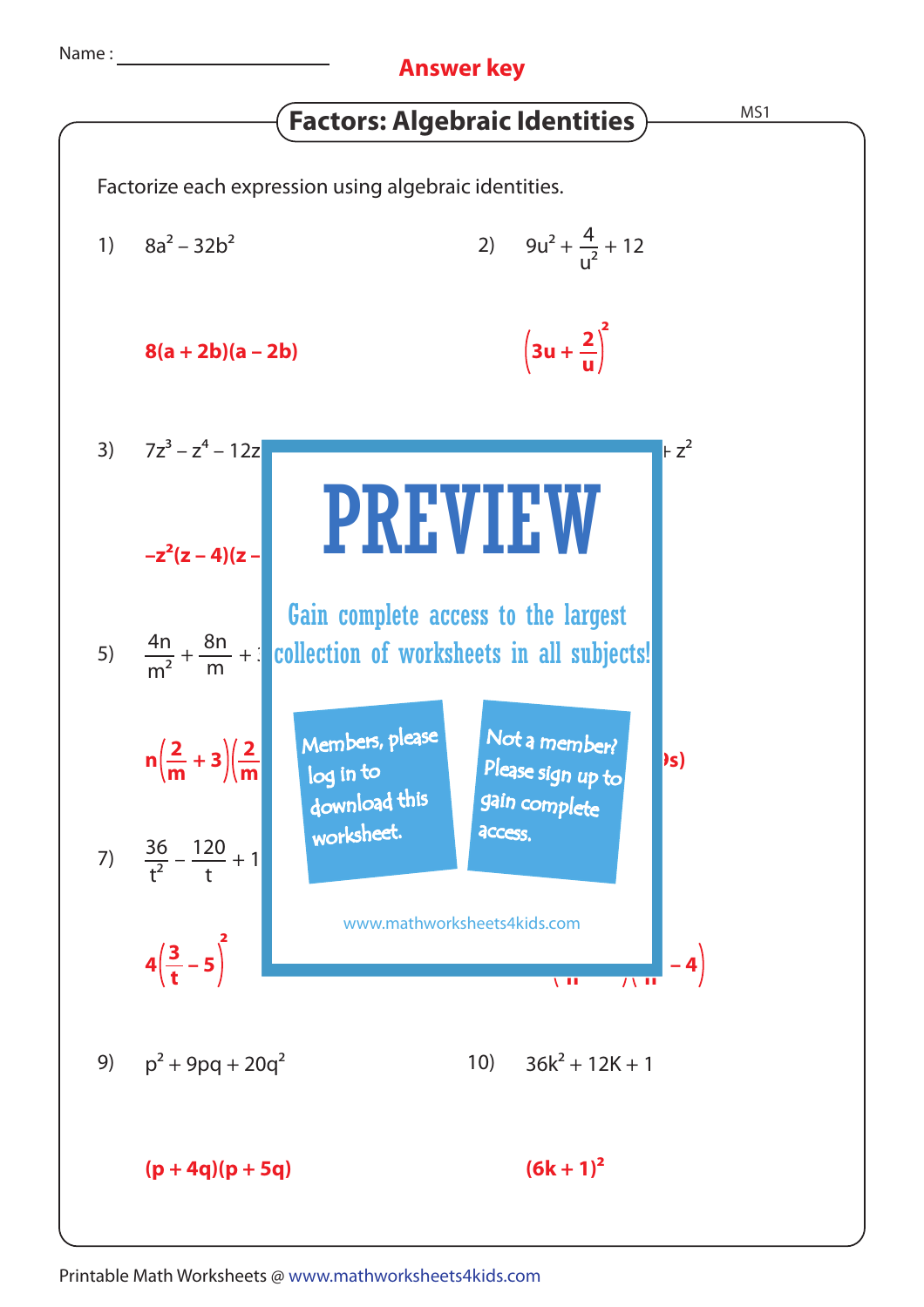Name : ____________________

**Answer key**

# Factors: Algebraic Identities

MS1

Factorize each expression using algebraic identities.

1) $8a^2 - 32b^2$

**$8(a + 2b)(a - 2b)$**

2) $9u^2 + \frac{4}{u^2} + 12$

**$\left(3u + \frac{2}{u}\right)^2$**

3) $7z^3 - z^4 - 12z$

**$-z^2(z - 4)(z -$**

$+ z^2$

5) $\frac{4n}{m^2} + \frac{8n}{m} +$

**$n\left(\frac{2}{m} + 3\right)\left(\frac{2}{m}\right.$**

**$s)$**

7) $\frac{36}{t^2} - \frac{120}{t} + 1$

**$4\left(\frac{3}{t} - 5\right)^2$**

**$- 4)$**

PREVIEW

Gain complete access to the largest collection of worksheets in all subjects!

Members, please log in to download this worksheet.

Not a member? Please sign up to gain complete access.

www.mathworksheets4kids.com

9) $p^2 + 9pq + 20q^2$

**$(p + 4q)(p + 5q)$**

10) $36k^2 + 12K + 1$

**$(6k + 1)^2$**

Printable Math Worksheets @ www.mathworksheets4kids.com